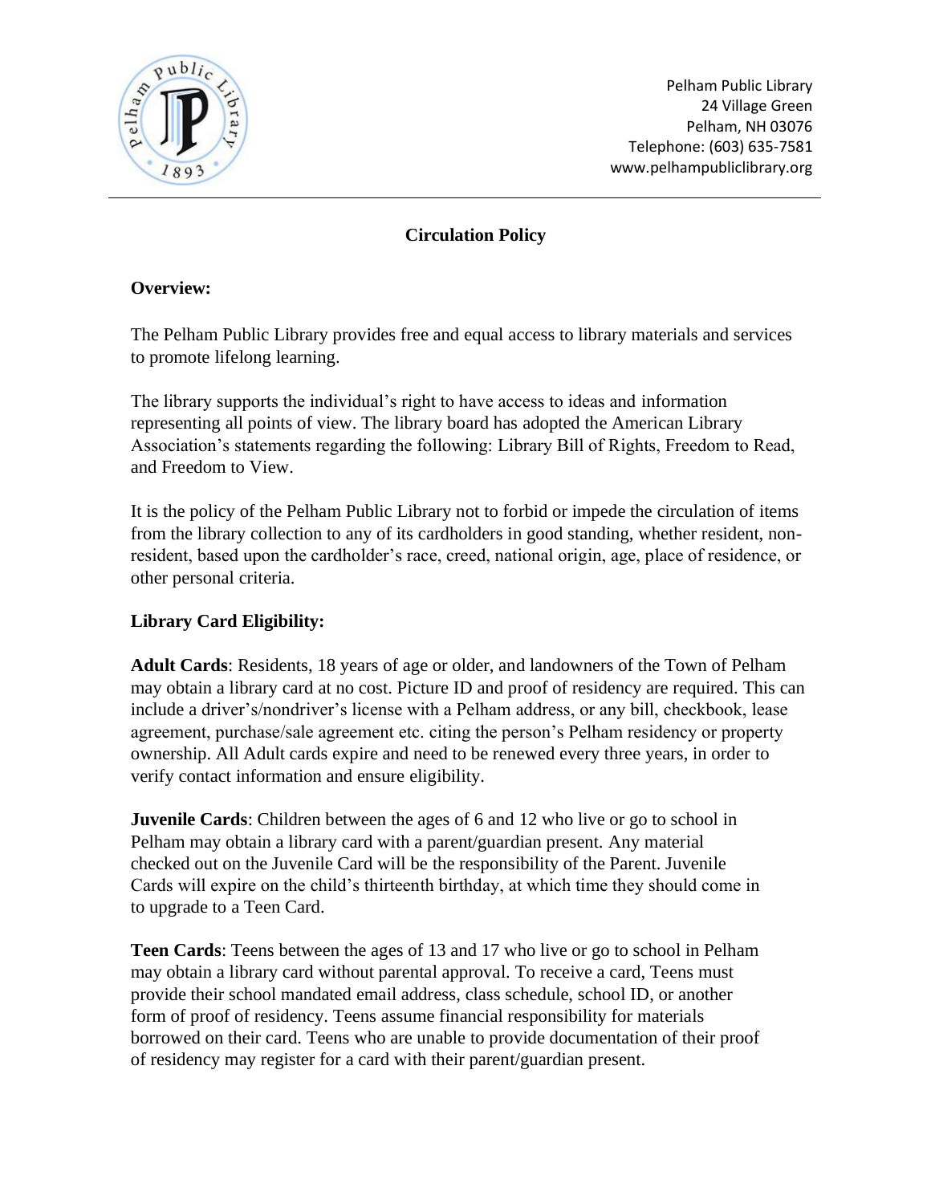Pelham Public Library
24 Village Green
Pelham, NH 03076
Telephone: (603) 635-7581
www.pelhampubliclibrary.org

# Circulation Policy

**Overview:**

The Pelham Public Library provides free and equal access to library materials and services to promote lifelong learning.

The library supports the individual's right to have access to ideas and information representing all points of view. The library board has adopted the American Library Association's statements regarding the following: Library Bill of Rights, Freedom to Read, and Freedom to View.

It is the policy of the Pelham Public Library not to forbid or impede the circulation of items from the library collection to any of its cardholders in good standing, whether resident, non-resident, based upon the cardholder's race, creed, national origin, age, place of residence, or other personal criteria.

**Library Card Eligibility:**

**Adult Cards**: Residents, 18 years of age or older, and landowners of the Town of Pelham may obtain a library card at no cost. Picture ID and proof of residency are required. This can include a driver's/nondriver's license with a Pelham address, or any bill, checkbook, lease agreement, purchase/sale agreement etc. citing the person's Pelham residency or property ownership. All Adult cards expire and need to be renewed every three years, in order to verify contact information and ensure eligibility.

**Juvenile Cards**: Children between the ages of 6 and 12 who live or go to school in Pelham may obtain a library card with a parent/guardian present. Any material checked out on the Juvenile Card will be the responsibility of the Parent. Juvenile Cards will expire on the child's thirteenth birthday, at which time they should come in to upgrade to a Teen Card.

**Teen Cards**: Teens between the ages of 13 and 17 who live or go to school in Pelham may obtain a library card without parental approval. To receive a card, Teens must provide their school mandated email address, class schedule, school ID, or another form of proof of residency. Teens assume financial responsibility for materials borrowed on their card. Teens who are unable to provide documentation of their proof of residency may register for a card with their parent/guardian present.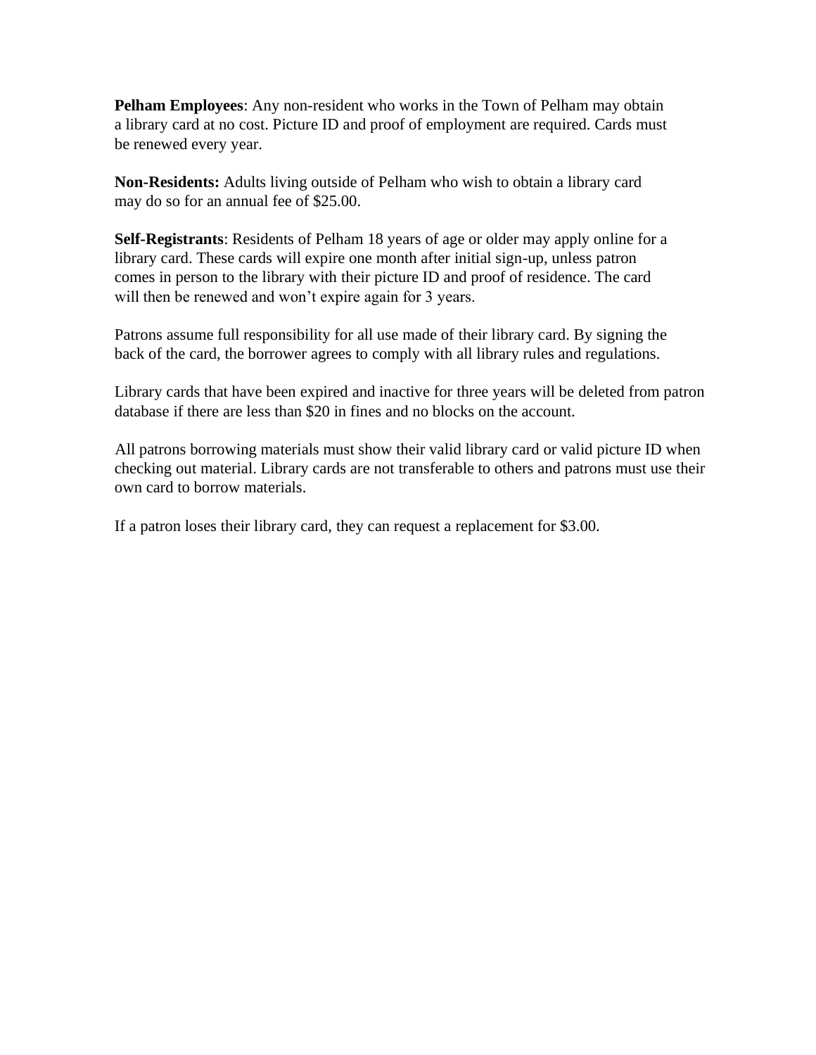**Pelham Employees**: Any non-resident who works in the Town of Pelham may obtain a library card at no cost. Picture ID and proof of employment are required. Cards must be renewed every year.

**Non-Residents:** Adults living outside of Pelham who wish to obtain a library card may do so for an annual fee of $25.00.

**Self-Registrants**: Residents of Pelham 18 years of age or older may apply online for a library card. These cards will expire one month after initial sign-up, unless patron comes in person to the library with their picture ID and proof of residence. The card will then be renewed and won't expire again for 3 years.

Patrons assume full responsibility for all use made of their library card. By signing the back of the card, the borrower agrees to comply with all library rules and regulations.

Library cards that have been expired and inactive for three years will be deleted from patron database if there are less than $20 in fines and no blocks on the account.

All patrons borrowing materials must show their valid library card or valid picture ID when checking out material. Library cards are not transferable to others and patrons must use their own card to borrow materials.

If a patron loses their library card, they can request a replacement for $3.00.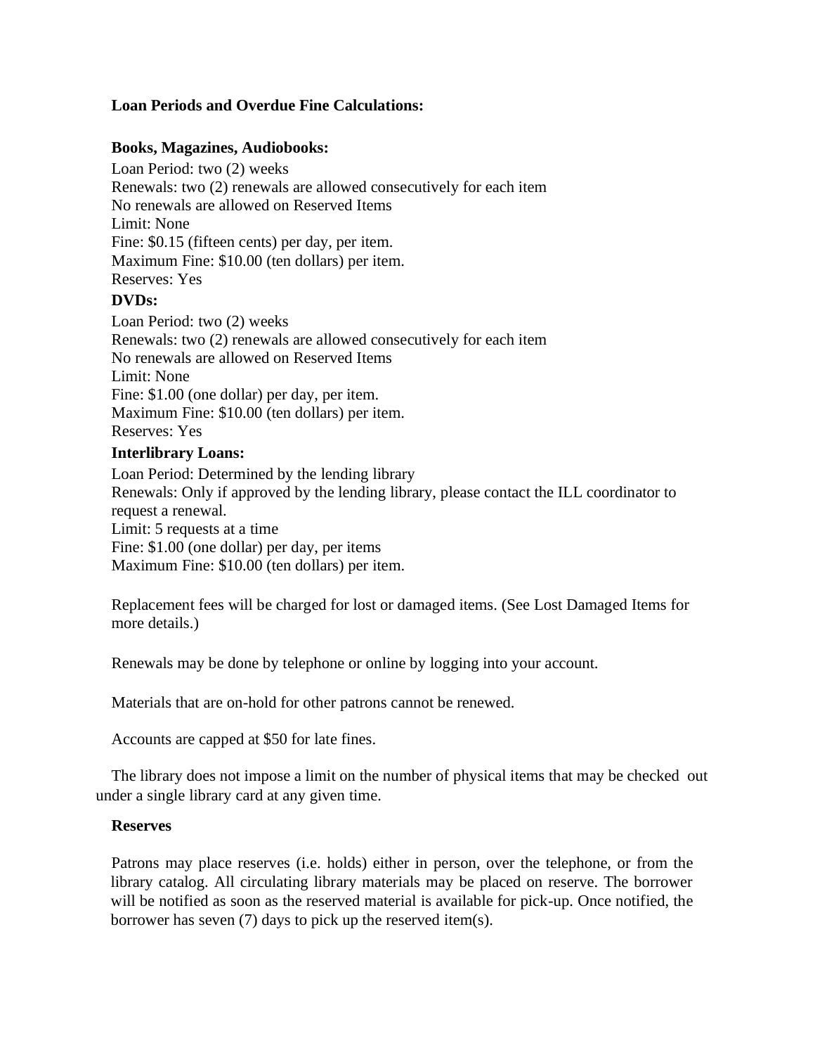**Loan Periods and Overdue Fine Calculations:**

**Books, Magazines, Audiobooks:**

Loan Period: two (2) weeks
Renewals: two (2) renewals are allowed consecutively for each item
No renewals are allowed on Reserved Items
Limit: None
Fine: $0.15 (fifteen cents) per day, per item.
Maximum Fine: $10.00 (ten dollars) per item.
Reserves: Yes

**DVDs:**

Loan Period: two (2) weeks
Renewals: two (2) renewals are allowed consecutively for each item
No renewals are allowed on Reserved Items
Limit: None
Fine: $1.00 (one dollar) per day, per item.
Maximum Fine: $10.00 (ten dollars) per item.
Reserves: Yes

**Interlibrary Loans:**

Loan Period: Determined by the lending library
Renewals: Only if approved by the lending library, please contact the ILL coordinator to request a renewal.
Limit: 5 requests at a time
Fine: $1.00 (one dollar) per day, per items
Maximum Fine: $10.00 (ten dollars) per item.

Replacement fees will be charged for lost or damaged items. (See Lost Damaged Items for more details.)

Renewals may be done by telephone or online by logging into your account.

Materials that are on-hold for other patrons cannot be renewed.

Accounts are capped at $50 for late fines.

The library does not impose a limit on the number of physical items that may be checked out under a single library card at any given time.

**Reserves**

Patrons may place reserves (i.e. holds) either in person, over the telephone, or from the library catalog. All circulating library materials may be placed on reserve. The borrower will be notified as soon as the reserved material is available for pick-up. Once notified, the borrower has seven (7) days to pick up the reserved item(s).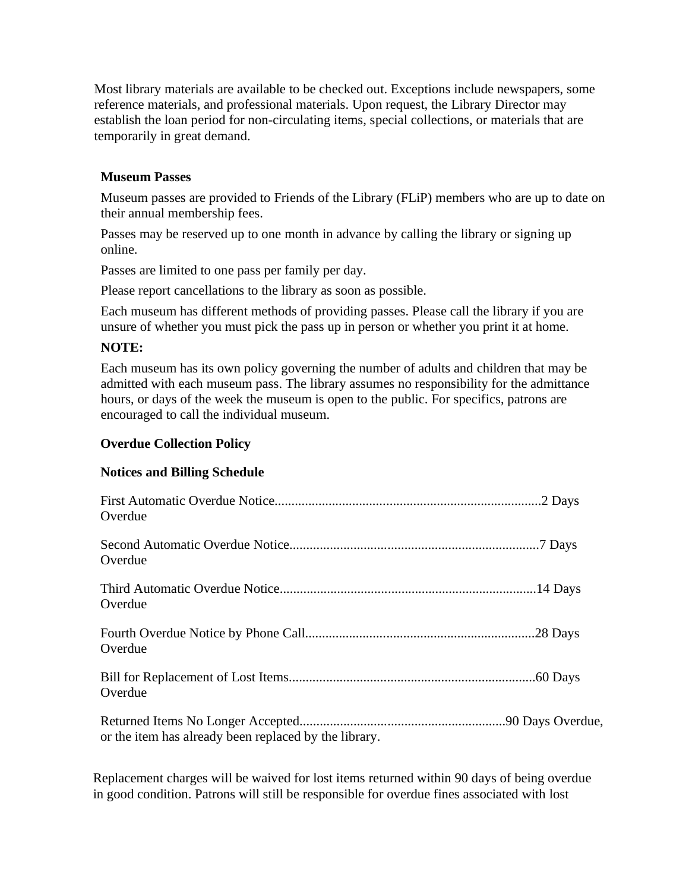Most library materials are available to be checked out. Exceptions include newspapers, some reference materials, and professional materials. Upon request, the Library Director may establish the loan period for non-circulating items, special collections, or materials that are temporarily in great demand.

### Museum Passes

Museum passes are provided to Friends of the Library (FLiP) members who are up to date on their annual membership fees.

Passes may be reserved up to one month in advance by calling the library or signing up online.

Passes are limited to one pass per family per day.

Please report cancellations to the library as soon as possible.

Each museum has different methods of providing passes. Please call the library if you are unsure of whether you must pick the pass up in person or whether you print it at home.

**NOTE:**

Each museum has its own policy governing the number of adults and children that may be admitted with each museum pass. The library assumes no responsibility for the admittance hours, or days of the week the museum is open to the public. For specifics, patrons are encouraged to call the individual museum.

### Overdue Collection Policy

#### Notices and Billing Schedule

First Automatic Overdue Notice..............................................................................2 Days Overdue

Second Automatic Overdue Notice.........................................................................7 Days Overdue

Third Automatic Overdue Notice...........................................................................14 Days Overdue

Fourth Overdue Notice by Phone Call...................................................................28 Days Overdue

Bill for Replacement of Lost Items........................................................................60 Days Overdue

Returned Items No Longer Accepted............................................................90 Days Overdue, or the item has already been replaced by the library.

Replacement charges will be waived for lost items returned within 90 days of being overdue in good condition. Patrons will still be responsible for overdue fines associated with lost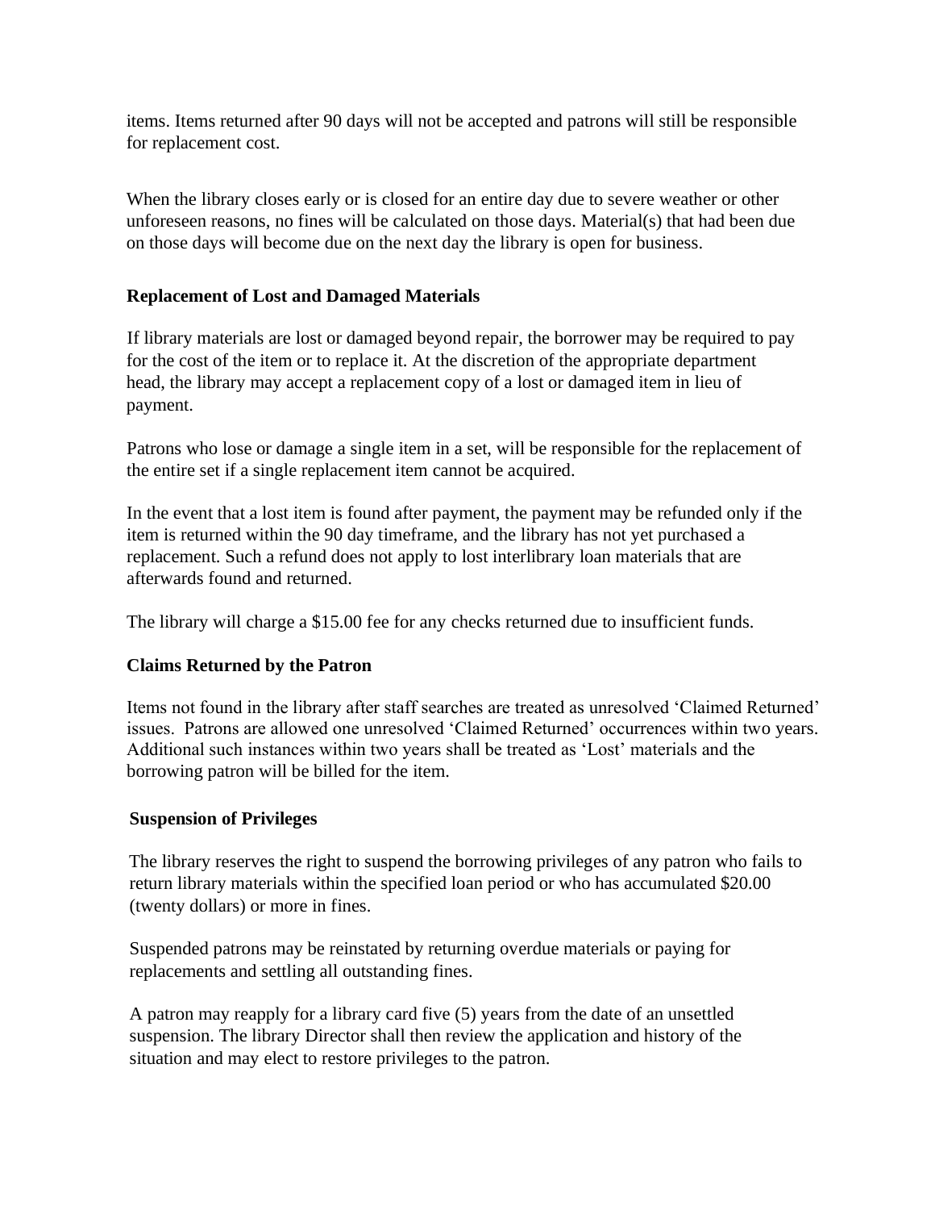items. Items returned after 90 days will not be accepted and patrons will still be responsible for replacement cost.

When the library closes early or is closed for an entire day due to severe weather or other unforeseen reasons, no fines will be calculated on those days. Material(s) that had been due on those days will become due on the next day the library is open for business.

**Replacement of Lost and Damaged Materials**

If library materials are lost or damaged beyond repair, the borrower may be required to pay for the cost of the item or to replace it. At the discretion of the appropriate department head, the library may accept a replacement copy of a lost or damaged item in lieu of payment.

Patrons who lose or damage a single item in a set, will be responsible for the replacement of the entire set if a single replacement item cannot be acquired.

In the event that a lost item is found after payment, the payment may be refunded only if the item is returned within the 90 day timeframe, and the library has not yet purchased a replacement. Such a refund does not apply to lost interlibrary loan materials that are afterwards found and returned.

The library will charge a $15.00 fee for any checks returned due to insufficient funds.

**Claims Returned by the Patron**

Items not found in the library after staff searches are treated as unresolved 'Claimed Returned' issues. Patrons are allowed one unresolved 'Claimed Returned' occurrences within two years. Additional such instances within two years shall be treated as 'Lost' materials and the borrowing patron will be billed for the item.

**Suspension of Privileges**

The library reserves the right to suspend the borrowing privileges of any patron who fails to return library materials within the specified loan period or who has accumulated $20.00 (twenty dollars) or more in fines.

Suspended patrons may be reinstated by returning overdue materials or paying for replacements and settling all outstanding fines.

A patron may reapply for a library card five (5) years from the date of an unsettled suspension. The library Director shall then review the application and history of the situation and may elect to restore privileges to the patron.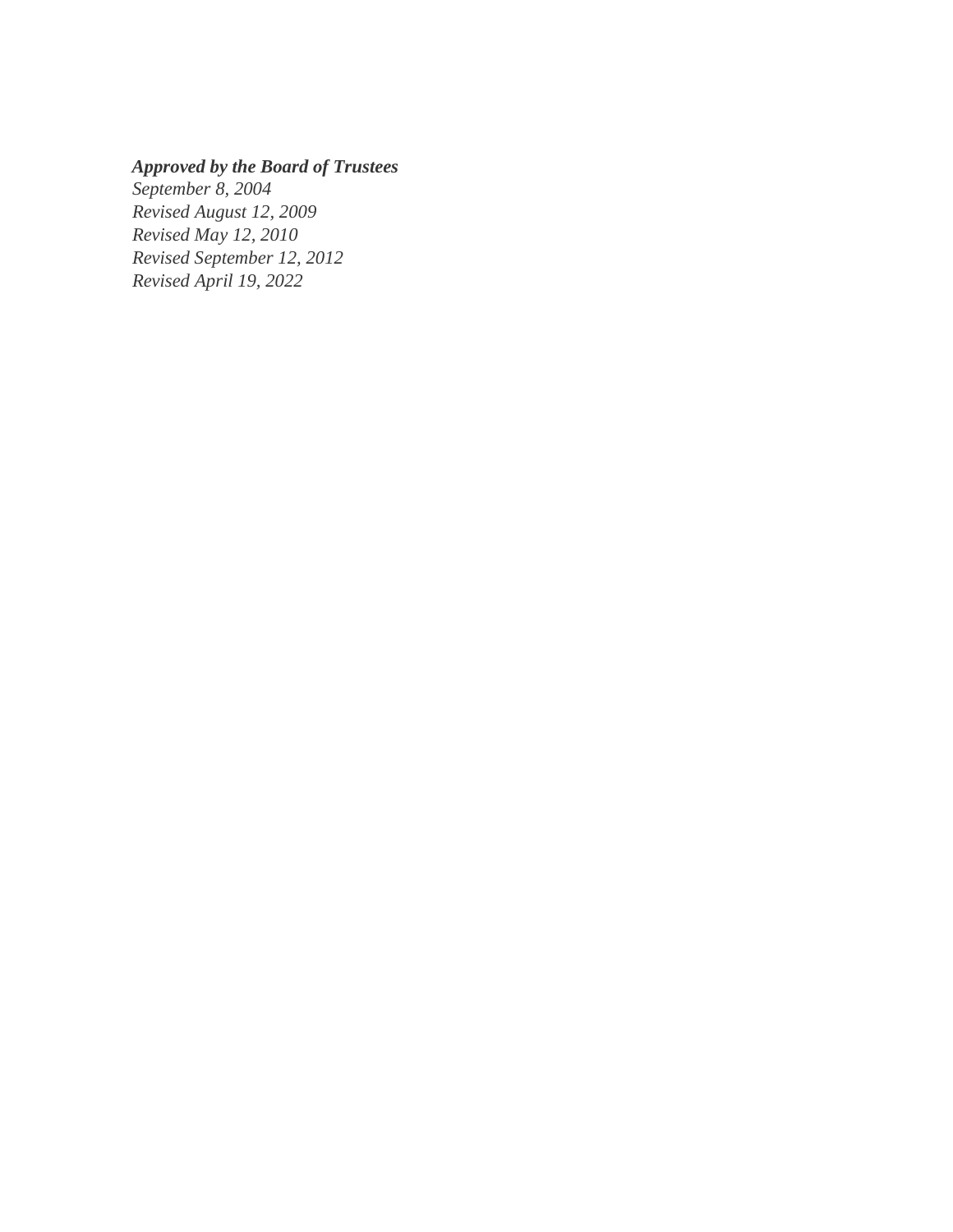***Approved by the Board of Trustees***
*September 8, 2004*
*Revised August 12, 2009*
*Revised May 12, 2010*
*Revised September 12, 2012*
*Revised April 19, 2022*